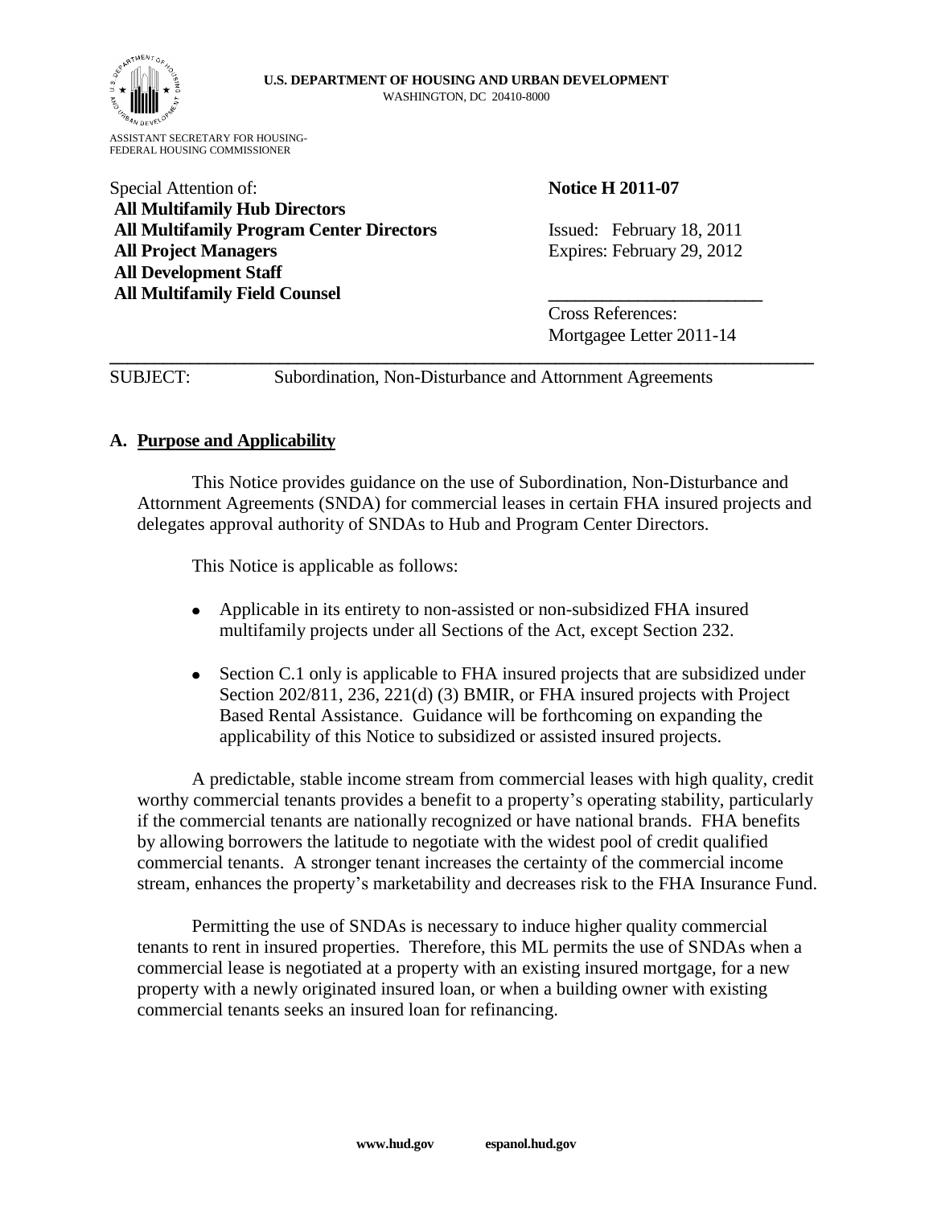**U.S. DEPARTMENT OF HOUSING AND URBAN DEVELOPMENT**
WASHINGTON, DC 20410-8000

ASSISTANT SECRETARY FOR HOUSING-
FEDERAL HOUSING COMMISSIONER

Special Attention of:
**All Multifamily Hub Directors**
**All Multifamily Program Center Directors**
**All Project Managers**
**All Development Staff**
**All Multifamily Field Counsel**

**Notice H 2011-07**

Issued: February 18, 2011
Expires: February 29, 2012

Cross References:
Mortgagee Letter 2011-14

SUBJECT: Subordination, Non-Disturbance and Attornment Agreements

## A. Purpose and Applicability

This Notice provides guidance on the use of Subordination, Non-Disturbance and Attornment Agreements (SNDA) for commercial leases in certain FHA insured projects and delegates approval authority of SNDAs to Hub and Program Center Directors.

This Notice is applicable as follows:

- Applicable in its entirety to non-assisted or non-subsidized FHA insured multifamily projects under all Sections of the Act, except Section 232.
- Section C.1 only is applicable to FHA insured projects that are subsidized under Section 202/811, 236, 221(d) (3) BMIR, or FHA insured projects with Project Based Rental Assistance. Guidance will be forthcoming on expanding the applicability of this Notice to subsidized or assisted insured projects.

A predictable, stable income stream from commercial leases with high quality, credit worthy commercial tenants provides a benefit to a property's operating stability, particularly if the commercial tenants are nationally recognized or have national brands. FHA benefits by allowing borrowers the latitude to negotiate with the widest pool of credit qualified commercial tenants. A stronger tenant increases the certainty of the commercial income stream, enhances the property's marketability and decreases risk to the FHA Insurance Fund.

Permitting the use of SNDAs is necessary to induce higher quality commercial tenants to rent in insured properties. Therefore, this ML permits the use of SNDAs when a commercial lease is negotiated at a property with an existing insured mortgage, for a new property with a newly originated insured loan, or when a building owner with existing commercial tenants seeks an insured loan for refinancing.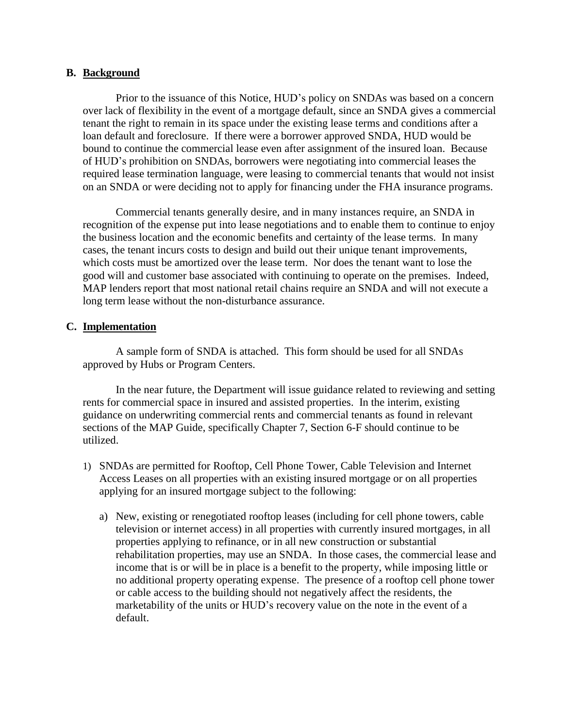## B. Background

Prior to the issuance of this Notice, HUD's policy on SNDAs was based on a concern over lack of flexibility in the event of a mortgage default, since an SNDA gives a commercial tenant the right to remain in its space under the existing lease terms and conditions after a loan default and foreclosure. If there were a borrower approved SNDA, HUD would be bound to continue the commercial lease even after assignment of the insured loan. Because of HUD's prohibition on SNDAs, borrowers were negotiating into commercial leases the required lease termination language, were leasing to commercial tenants that would not insist on an SNDA or were deciding not to apply for financing under the FHA insurance programs.

Commercial tenants generally desire, and in many instances require, an SNDA in recognition of the expense put into lease negotiations and to enable them to continue to enjoy the business location and the economic benefits and certainty of the lease terms. In many cases, the tenant incurs costs to design and build out their unique tenant improvements, which costs must be amortized over the lease term. Nor does the tenant want to lose the good will and customer base associated with continuing to operate on the premises. Indeed, MAP lenders report that most national retail chains require an SNDA and will not execute a long term lease without the non-disturbance assurance.

## C. Implementation

A sample form of SNDA is attached. This form should be used for all SNDAs approved by Hubs or Program Centers.

In the near future, the Department will issue guidance related to reviewing and setting rents for commercial space in insured and assisted properties. In the interim, existing guidance on underwriting commercial rents and commercial tenants as found in relevant sections of the MAP Guide, specifically Chapter 7, Section 6-F should continue to be utilized.

1) SNDAs are permitted for Rooftop, Cell Phone Tower, Cable Television and Internet Access Leases on all properties with an existing insured mortgage or on all properties applying for an insured mortgage subject to the following:

   a) New, existing or renegotiated rooftop leases (including for cell phone towers, cable television or internet access) in all properties with currently insured mortgages, in all properties applying to refinance, or in all new construction or substantial rehabilitation properties, may use an SNDA. In those cases, the commercial lease and income that is or will be in place is a benefit to the property, while imposing little or no additional property operating expense. The presence of a rooftop cell phone tower or cable access to the building should not negatively affect the residents, the marketability of the units or HUD's recovery value on the note in the event of a default.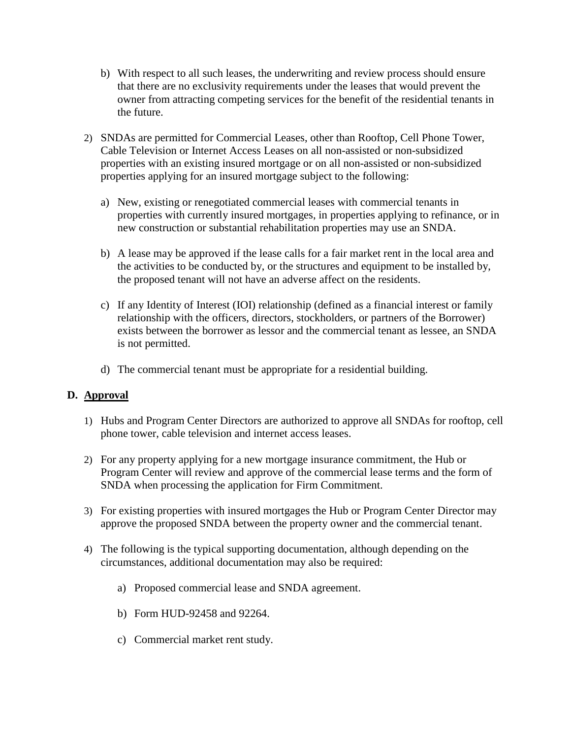b) With respect to all such leases, the underwriting and review process should ensure that there are no exclusivity requirements under the leases that would prevent the owner from attracting competing services for the benefit of the residential tenants in the future.

2) SNDAs are permitted for Commercial Leases, other than Rooftop, Cell Phone Tower, Cable Television or Internet Access Leases on all non-assisted or non-subsidized properties with an existing insured mortgage or on all non-assisted or non-subsidized properties applying for an insured mortgage subject to the following:

   a) New, existing or renegotiated commercial leases with commercial tenants in properties with currently insured mortgages, in properties applying to refinance, or in new construction or substantial rehabilitation properties may use an SNDA.

   b) A lease may be approved if the lease calls for a fair market rent in the local area and the activities to be conducted by, or the structures and equipment to be installed by, the proposed tenant will not have an adverse affect on the residents.

   c) If any Identity of Interest (IOI) relationship (defined as a financial interest or family relationship with the officers, directors, stockholders, or partners of the Borrower) exists between the borrower as lessor and the commercial tenant as lessee, an SNDA is not permitted.

   d) The commercial tenant must be appropriate for a residential building.

## D. <u>Approval</u>

1) Hubs and Program Center Directors are authorized to approve all SNDAs for rooftop, cell phone tower, cable television and internet access leases.

2) For any property applying for a new mortgage insurance commitment, the Hub or Program Center will review and approve of the commercial lease terms and the form of SNDA when processing the application for Firm Commitment.

3) For existing properties with insured mortgages the Hub or Program Center Director may approve the proposed SNDA between the property owner and the commercial tenant.

4) The following is the typical supporting documentation, although depending on the circumstances, additional documentation may also be required:

   a) Proposed commercial lease and SNDA agreement.

   b) Form HUD-92458 and 92264.

   c) Commercial market rent study.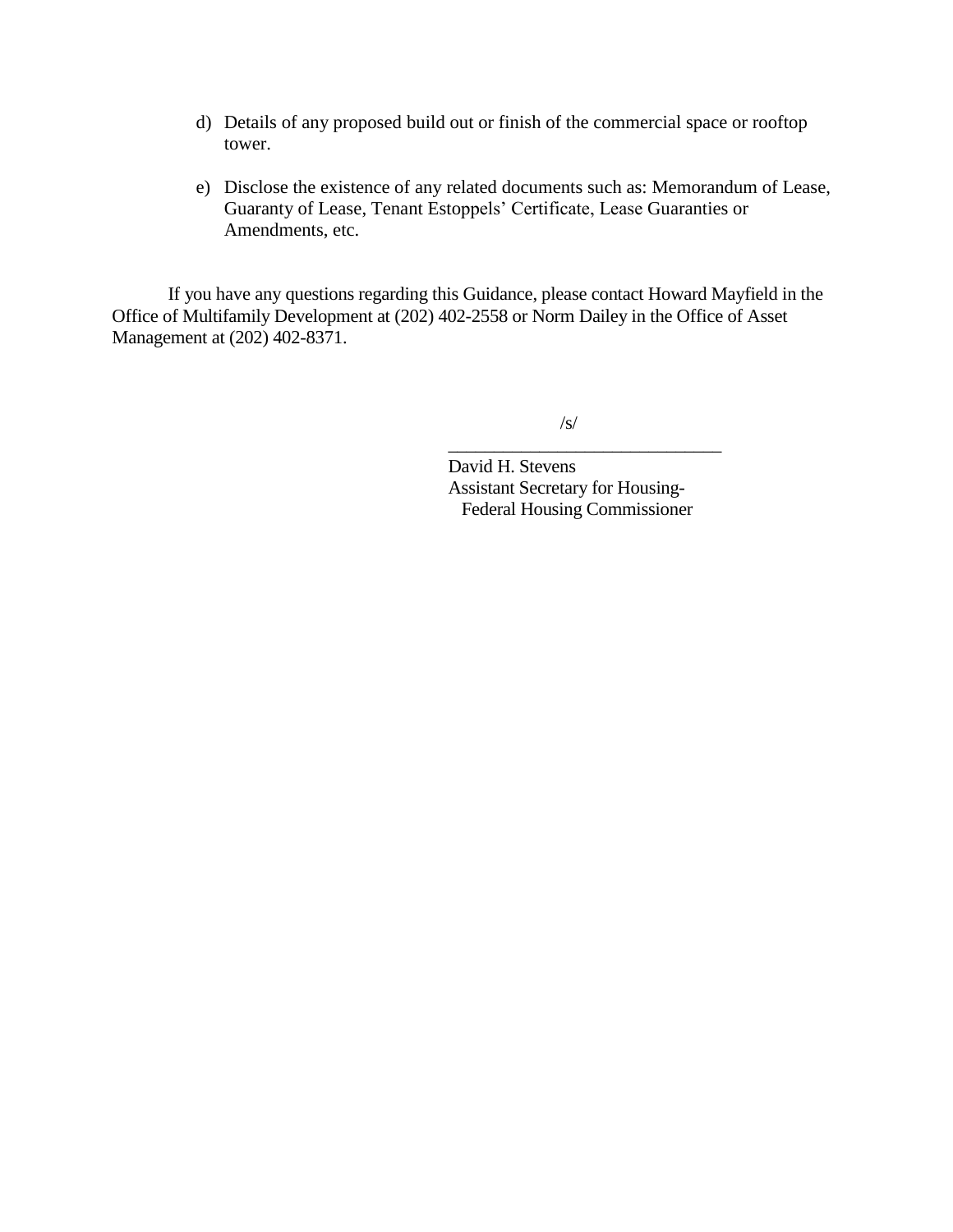d) Details of any proposed build out or finish of the commercial space or rooftop tower.

e) Disclose the existence of any related documents such as: Memorandum of Lease, Guaranty of Lease, Tenant Estoppels' Certificate, Lease Guaranties or Amendments, etc.

If you have any questions regarding this Guidance, please contact Howard Mayfield in the Office of Multifamily Development at (202) 402-2558 or Norm Dailey in the Office of Asset Management at (202) 402-8371.

/s/

______________________________

David H. Stevens  
Assistant Secretary for Housing-  
Federal Housing Commissioner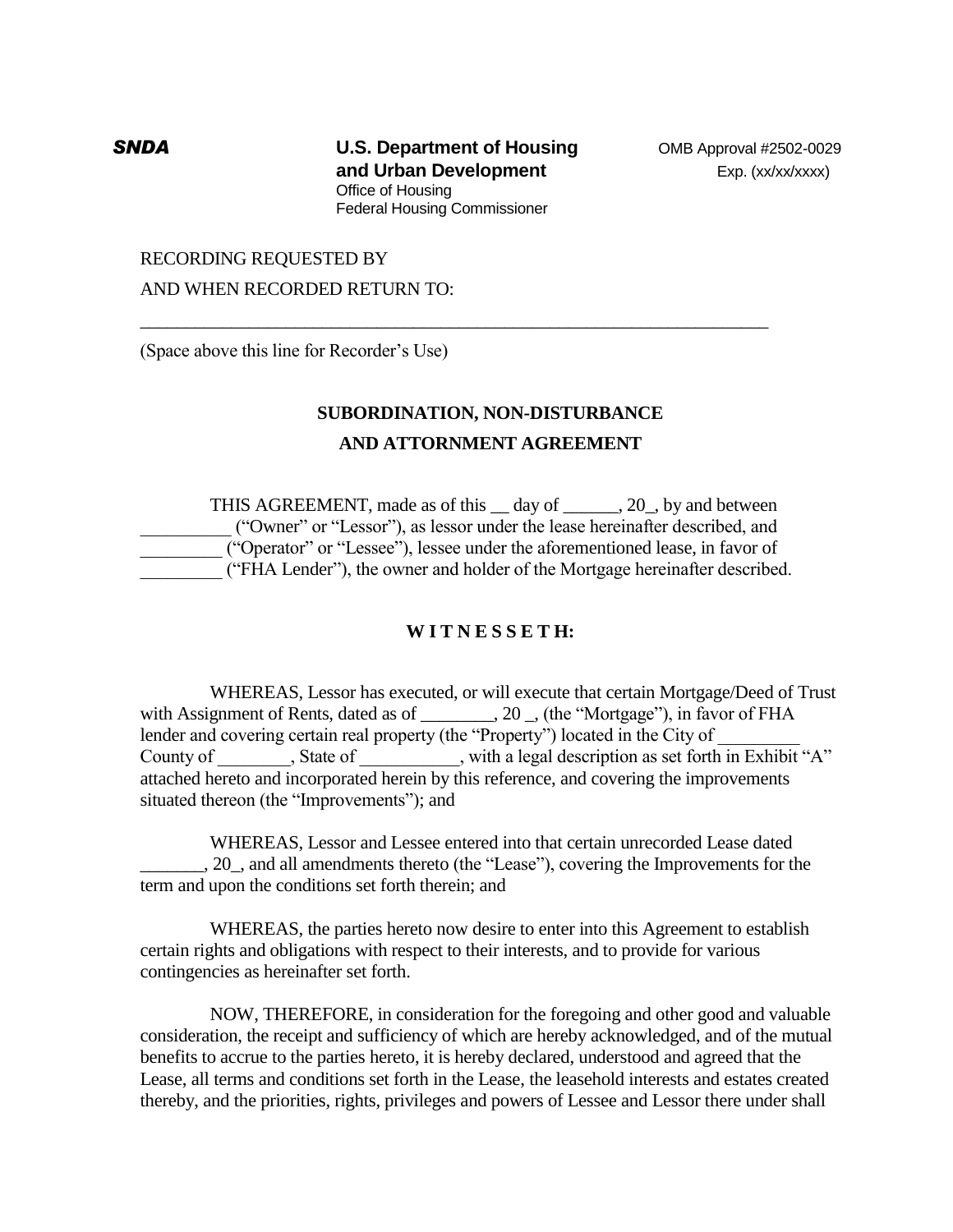**SNDA** **U.S. Department of Housing and Urban Development**
Office of Housing
Federal Housing Commissioner

OMB Approval #2502-0029
Exp. (xx/xx/xxxx)

RECORDING REQUESTED BY

AND WHEN RECORDED RETURN TO:

______________________________________________________________________

(Space above this line for Recorder's Use)

**SUBORDINATION, NON-DISTURBANCE AND ATTORNMENT AGREEMENT**

THIS AGREEMENT, made as of this __ day of ______, 20_, by and between __________ ("Owner" or "Lessor"), as lessor under the lease hereinafter described, and _________ ("Operator" or "Lessee"), lessee under the aforementioned lease, in favor of _________ ("FHA Lender"), the owner and holder of the Mortgage hereinafter described.

**W I T N E S S E T H:**

WHEREAS, Lessor has executed, or will execute that certain Mortgage/Deed of Trust with Assignment of Rents, dated as of ________, 20 _, (the "Mortgage"), in favor of FHA lender and covering certain real property (the "Property") located in the City of _________ County of ________, State of ___________, with a legal description as set forth in Exhibit "A" attached hereto and incorporated herein by this reference, and covering the improvements situated thereon (the "Improvements"); and

WHEREAS, Lessor and Lessee entered into that certain unrecorded Lease dated _______, 20_, and all amendments thereto (the "Lease"), covering the Improvements for the term and upon the conditions set forth therein; and

WHEREAS, the parties hereto now desire to enter into this Agreement to establish certain rights and obligations with respect to their interests, and to provide for various contingencies as hereinafter set forth.

NOW, THEREFORE, in consideration for the foregoing and other good and valuable consideration, the receipt and sufficiency of which are hereby acknowledged, and of the mutual benefits to accrue to the parties hereto, it is hereby declared, understood and agreed that the Lease, all terms and conditions set forth in the Lease, the leasehold interests and estates created thereby, and the priorities, rights, privileges and powers of Lessee and Lessor there under shall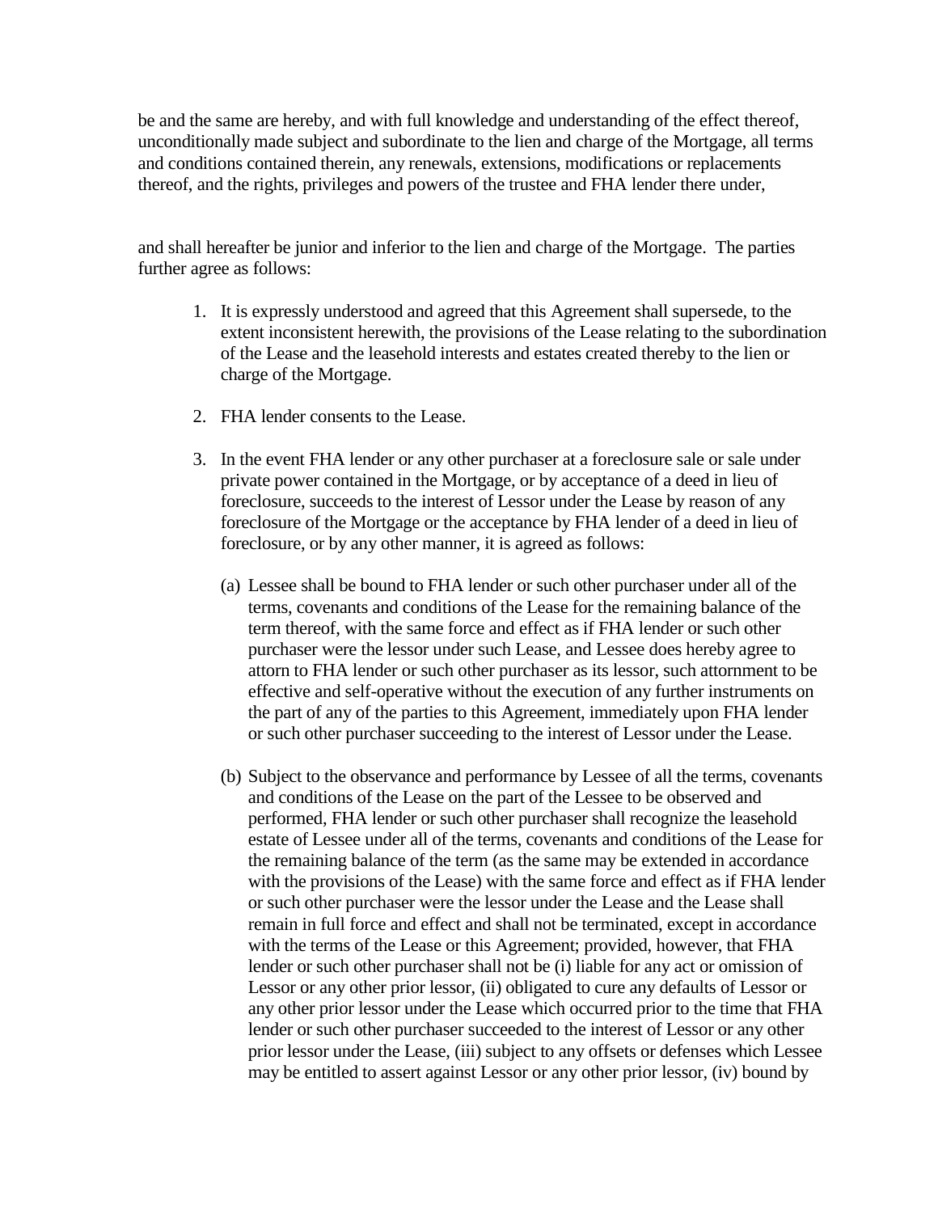be and the same are hereby, and with full knowledge and understanding of the effect thereof, unconditionally made subject and subordinate to the lien and charge of the Mortgage, all terms and conditions contained therein, any renewals, extensions, modifications or replacements thereof, and the rights, privileges and powers of the trustee and FHA lender there under,

and shall hereafter be junior and inferior to the lien and charge of the Mortgage. The parties further agree as follows:

1. It is expressly understood and agreed that this Agreement shall supersede, to the extent inconsistent herewith, the provisions of the Lease relating to the subordination of the Lease and the leasehold interests and estates created thereby to the lien or charge of the Mortgage.

2. FHA lender consents to the Lease.

3. In the event FHA lender or any other purchaser at a foreclosure sale or sale under private power contained in the Mortgage, or by acceptance of a deed in lieu of foreclosure, succeeds to the interest of Lessor under the Lease by reason of any foreclosure of the Mortgage or the acceptance by FHA lender of a deed in lieu of foreclosure, or by any other manner, it is agreed as follows:

   (a) Lessee shall be bound to FHA lender or such other purchaser under all of the terms, covenants and conditions of the Lease for the remaining balance of the term thereof, with the same force and effect as if FHA lender or such other purchaser were the lessor under such Lease, and Lessee does hereby agree to attorn to FHA lender or such other purchaser as its lessor, such attornment to be effective and self-operative without the execution of any further instruments on the part of any of the parties to this Agreement, immediately upon FHA lender or such other purchaser succeeding to the interest of Lessor under the Lease.

   (b) Subject to the observance and performance by Lessee of all the terms, covenants and conditions of the Lease on the part of the Lessee to be observed and performed, FHA lender or such other purchaser shall recognize the leasehold estate of Lessee under all of the terms, covenants and conditions of the Lease for the remaining balance of the term (as the same may be extended in accordance with the provisions of the Lease) with the same force and effect as if FHA lender or such other purchaser were the lessor under the Lease and the Lease shall remain in full force and effect and shall not be terminated, except in accordance with the terms of the Lease or this Agreement; provided, however, that FHA lender or such other purchaser shall not be (i) liable for any act or omission of Lessor or any other prior lessor, (ii) obligated to cure any defaults of Lessor or any other prior lessor under the Lease which occurred prior to the time that FHA lender or such other purchaser succeeded to the interest of Lessor or any other prior lessor under the Lease, (iii) subject to any offsets or defenses which Lessee may be entitled to assert against Lessor or any other prior lessor, (iv) bound by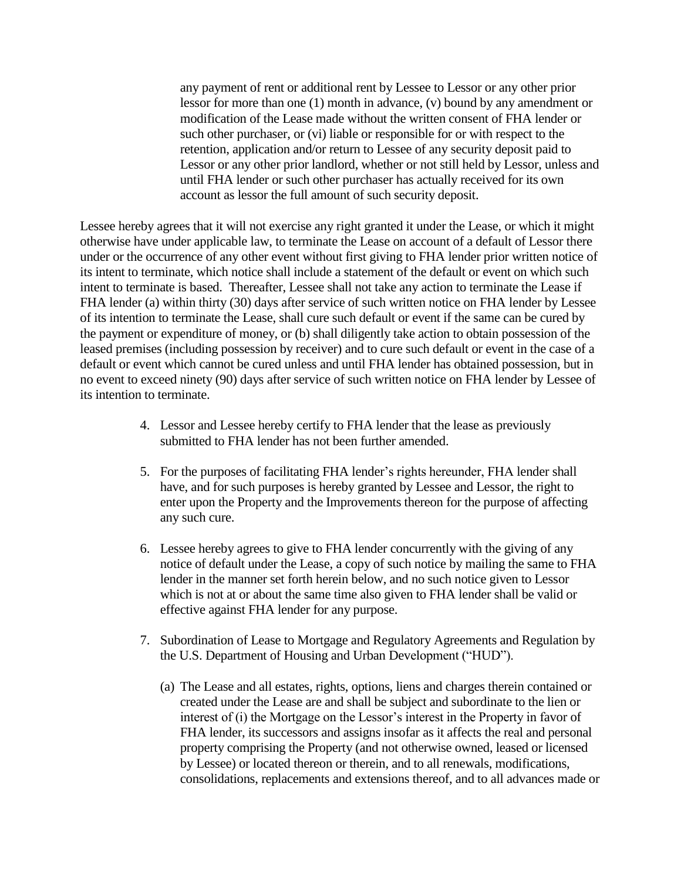any payment of rent or additional rent by Lessee to Lessor or any other prior lessor for more than one (1) month in advance, (v) bound by any amendment or modification of the Lease made without the written consent of FHA lender or such other purchaser, or (vi) liable or responsible for or with respect to the retention, application and/or return to Lessee of any security deposit paid to Lessor or any other prior landlord, whether or not still held by Lessor, unless and until FHA lender or such other purchaser has actually received for its own account as lessor the full amount of such security deposit.

Lessee hereby agrees that it will not exercise any right granted it under the Lease, or which it might otherwise have under applicable law, to terminate the Lease on account of a default of Lessor there under or the occurrence of any other event without first giving to FHA lender prior written notice of its intent to terminate, which notice shall include a statement of the default or event on which such intent to terminate is based. Thereafter, Lessee shall not take any action to terminate the Lease if FHA lender (a) within thirty (30) days after service of such written notice on FHA lender by Lessee of its intention to terminate the Lease, shall cure such default or event if the same can be cured by the payment or expenditure of money, or (b) shall diligently take action to obtain possession of the leased premises (including possession by receiver) and to cure such default or event in the case of a default or event which cannot be cured unless and until FHA lender has obtained possession, but in no event to exceed ninety (90) days after service of such written notice on FHA lender by Lessee of its intention to terminate.

4. Lessor and Lessee hereby certify to FHA lender that the lease as previously submitted to FHA lender has not been further amended.

5. For the purposes of facilitating FHA lender's rights hereunder, FHA lender shall have, and for such purposes is hereby granted by Lessee and Lessor, the right to enter upon the Property and the Improvements thereon for the purpose of affecting any such cure.

6. Lessee hereby agrees to give to FHA lender concurrently with the giving of any notice of default under the Lease, a copy of such notice by mailing the same to FHA lender in the manner set forth herein below, and no such notice given to Lessor which is not at or about the same time also given to FHA lender shall be valid or effective against FHA lender for any purpose.

7. Subordination of Lease to Mortgage and Regulatory Agreements and Regulation by the U.S. Department of Housing and Urban Development ("HUD").

   (a) The Lease and all estates, rights, options, liens and charges therein contained or created under the Lease are and shall be subject and subordinate to the lien or interest of (i) the Mortgage on the Lessor's interest in the Property in favor of FHA lender, its successors and assigns insofar as it affects the real and personal property comprising the Property (and not otherwise owned, leased or licensed by Lessee) or located thereon or therein, and to all renewals, modifications, consolidations, replacements and extensions thereof, and to all advances made or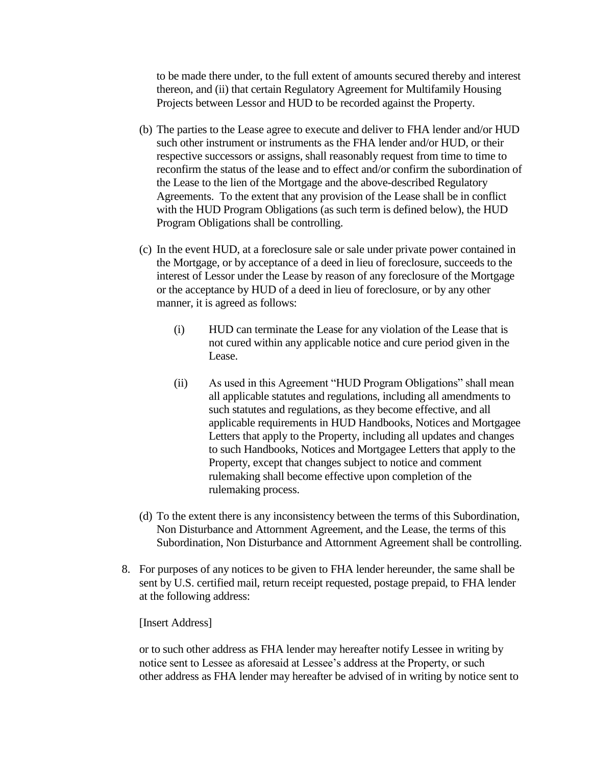to be made there under, to the full extent of amounts secured thereby and interest thereon, and (ii) that certain Regulatory Agreement for Multifamily Housing Projects between Lessor and HUD to be recorded against the Property.

(b) The parties to the Lease agree to execute and deliver to FHA lender and/or HUD such other instrument or instruments as the FHA lender and/or HUD, or their respective successors or assigns, shall reasonably request from time to time to reconfirm the status of the lease and to effect and/or confirm the subordination of the Lease to the lien of the Mortgage and the above-described Regulatory Agreements. To the extent that any provision of the Lease shall be in conflict with the HUD Program Obligations (as such term is defined below), the HUD Program Obligations shall be controlling.

(c) In the event HUD, at a foreclosure sale or sale under private power contained in the Mortgage, or by acceptance of a deed in lieu of foreclosure, succeeds to the interest of Lessor under the Lease by reason of any foreclosure of the Mortgage or the acceptance by HUD of a deed in lieu of foreclosure, or by any other manner, it is agreed as follows:

   (i) HUD can terminate the Lease for any violation of the Lease that is not cured within any applicable notice and cure period given in the Lease.

   (ii) As used in this Agreement "HUD Program Obligations" shall mean all applicable statutes and regulations, including all amendments to such statutes and regulations, as they become effective, and all applicable requirements in HUD Handbooks, Notices and Mortgagee Letters that apply to the Property, including all updates and changes to such Handbooks, Notices and Mortgagee Letters that apply to the Property, except that changes subject to notice and comment rulemaking shall become effective upon completion of the rulemaking process.

(d) To the extent there is any inconsistency between the terms of this Subordination, Non Disturbance and Attornment Agreement, and the Lease, the terms of this Subordination, Non Disturbance and Attornment Agreement shall be controlling.

8. For purposes of any notices to be given to FHA lender hereunder, the same shall be sent by U.S. certified mail, return receipt requested, postage prepaid, to FHA lender at the following address:

   [Insert Address]

   or to such other address as FHA lender may hereafter notify Lessee in writing by notice sent to Lessee as aforesaid at Lessee's address at the Property, or such other address as FHA lender may hereafter be advised of in writing by notice sent to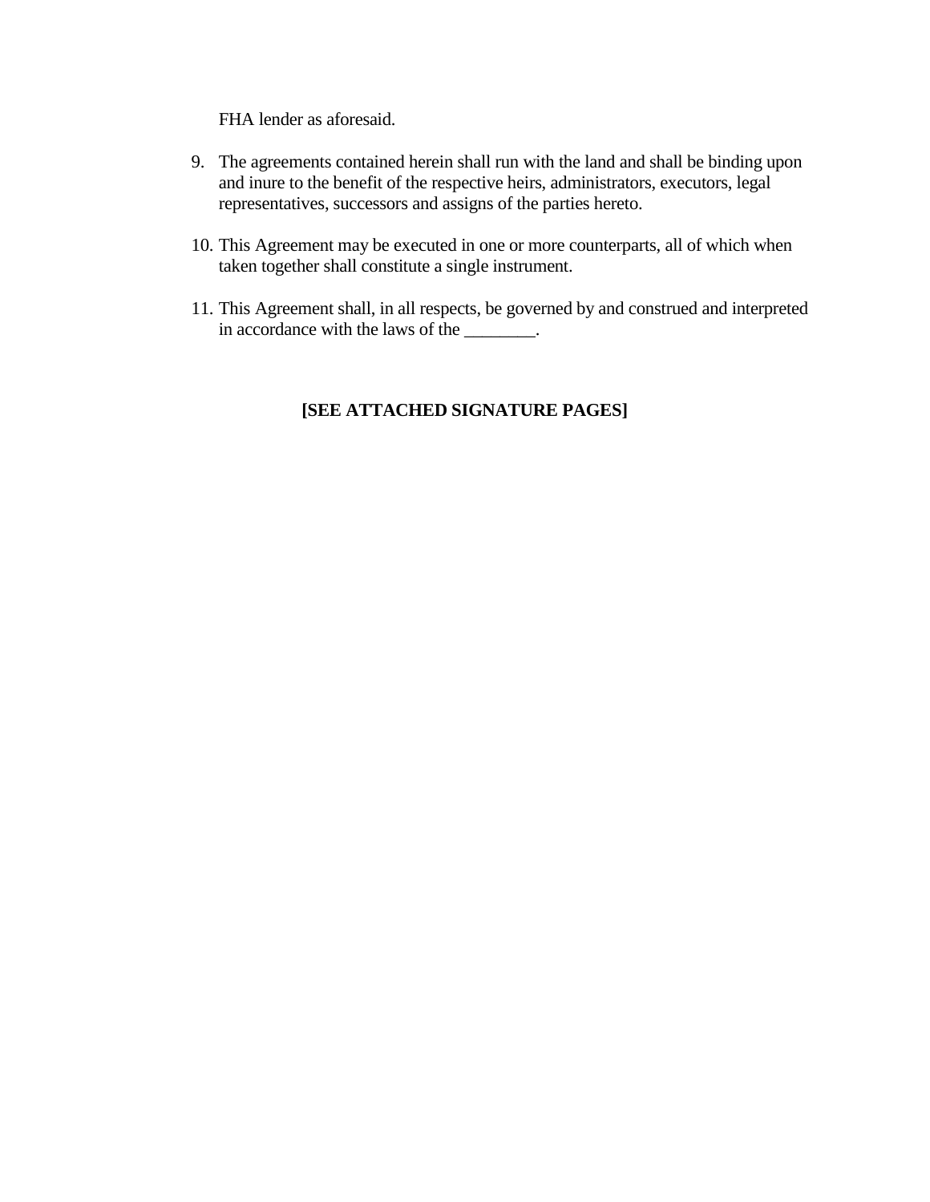FHA lender as aforesaid.

9. The agreements contained herein shall run with the land and shall be binding upon and inure to the benefit of the respective heirs, administrators, executors, legal representatives, successors and assigns of the parties hereto.

10. This Agreement may be executed in one or more counterparts, all of which when taken together shall constitute a single instrument.

11. This Agreement shall, in all respects, be governed by and construed and interpreted in accordance with the laws of the ________.

**[SEE ATTACHED SIGNATURE PAGES]**